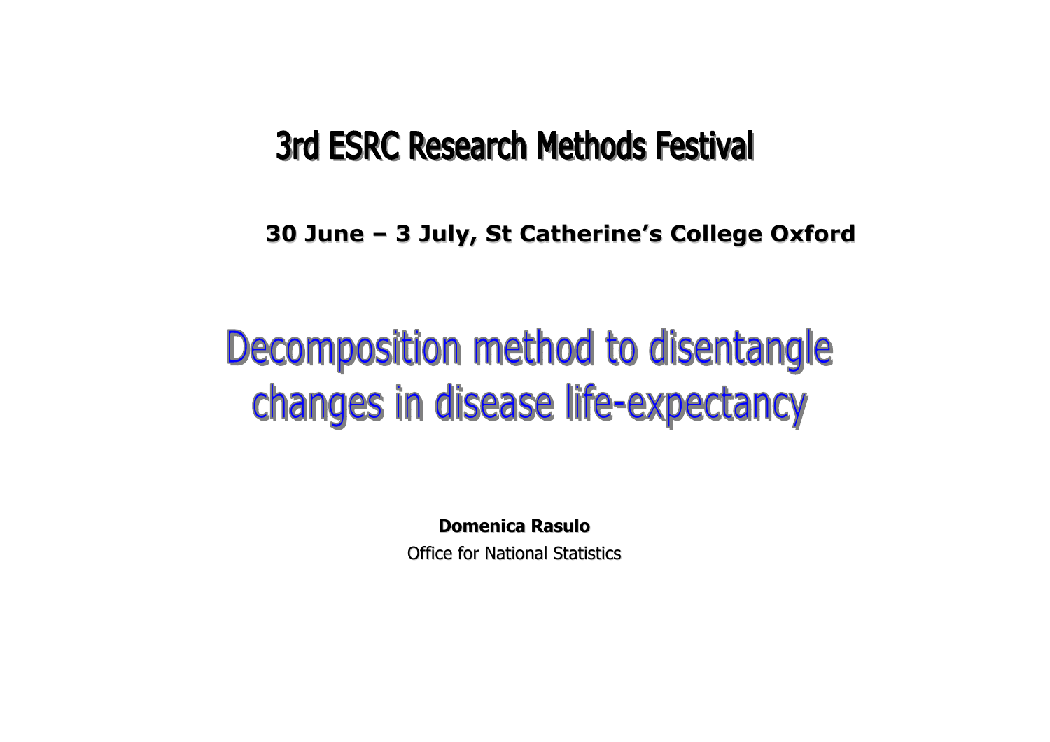# 3rd ESRC Research Methods Festival

**30 June – 3 July, St Catherine's College Oxford**

# Decomposition method to disentangle changes in disease life-expectancy

**Domenica Rasulo**

Office for National Statistics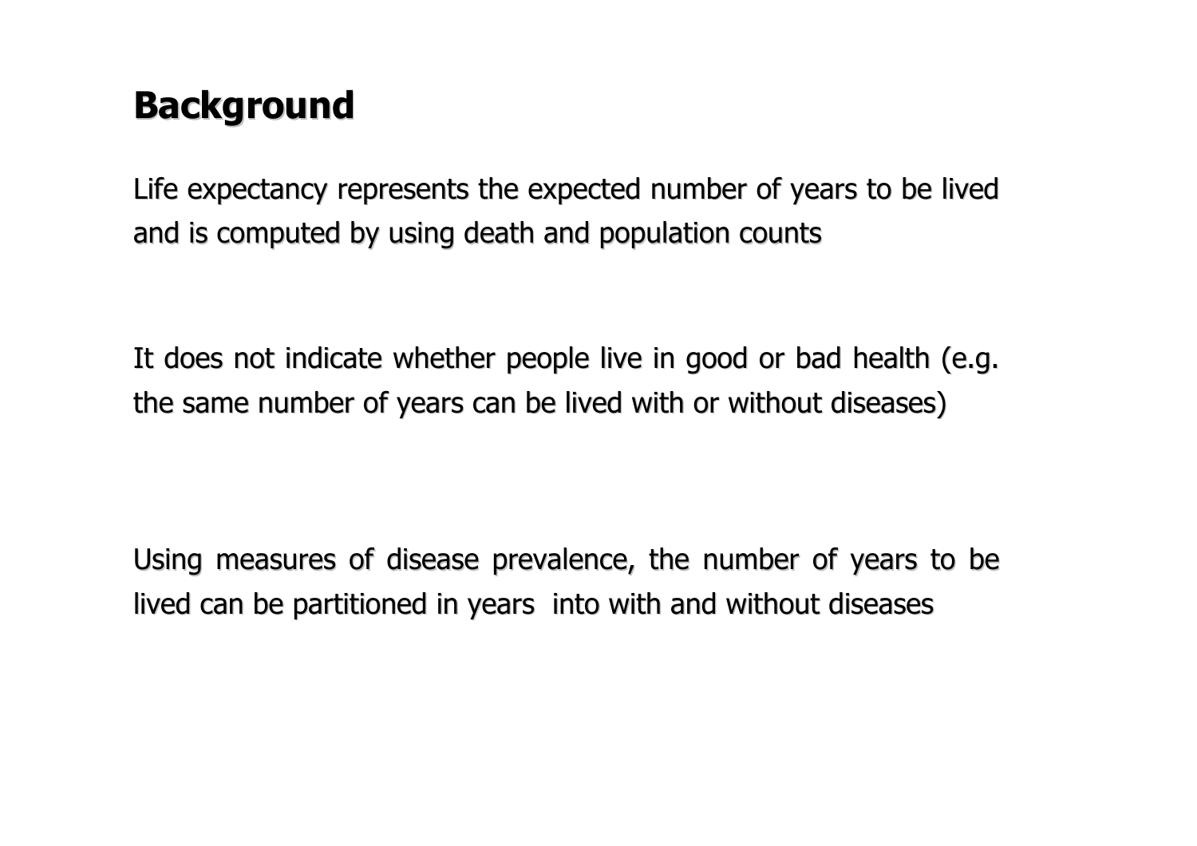# Background

Life expectancy represents the expected number of years to be lived and is computed by using death and population counts

It does not indicate whether people live in good or bad health (e.g. the same number of years can be lived with or without diseases)

Using measures of disease prevalence, the number of years to be lived can be partitioned in years into with and without diseases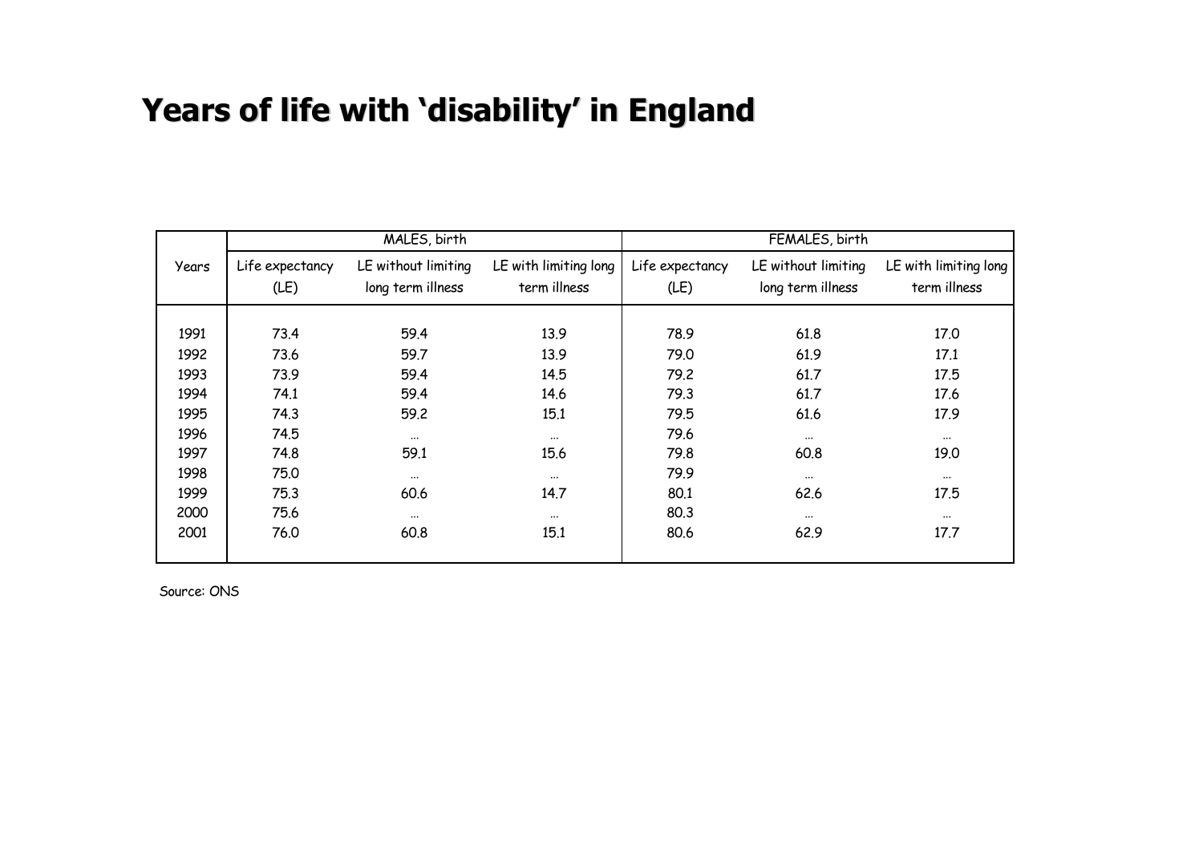# Years of life with 'disability' in England

| Years | MALES, birth | | | FEMALES, birth | | |
|---|---|---|---|---|---|---|
| | Life expectancy (LE) | LE without limiting long term illness | LE with limiting long term illness | Life expectancy (LE) | LE without limiting long term illness | LE with limiting long term illness |
| 1991 | 73.4 | 59.4 | 13.9 | 78.9 | 61.8 | 17.0 |
| 1992 | 73.6 | 59.7 | 13.9 | 79.0 | 61.9 | 17.1 |
| 1993 | 73.9 | 59.4 | 14.5 | 79.2 | 61.7 | 17.5 |
| 1994 | 74.1 | 59.4 | 14.6 | 79.3 | 61.7 | 17.6 |
| 1995 | 74.3 | 59.2 | 15.1 | 79.5 | 61.6 | 17.9 |
| 1996 | 74.5 | ... | ... | 79.6 | ... | ... |
| 1997 | 74.8 | 59.1 | 15.6 | 79.8 | 60.8 | 19.0 |
| 1998 | 75.0 | ... | ... | 79.9 | ... | ... |
| 1999 | 75.3 | 60.6 | 14.7 | 80.1 | 62.6 | 17.5 |
| 2000 | 75.6 | ... | ... | 80.3 | ... | ... |
| 2001 | 76.0 | 60.8 | 15.1 | 80.6 | 62.9 | 17.7 |

Source: ONS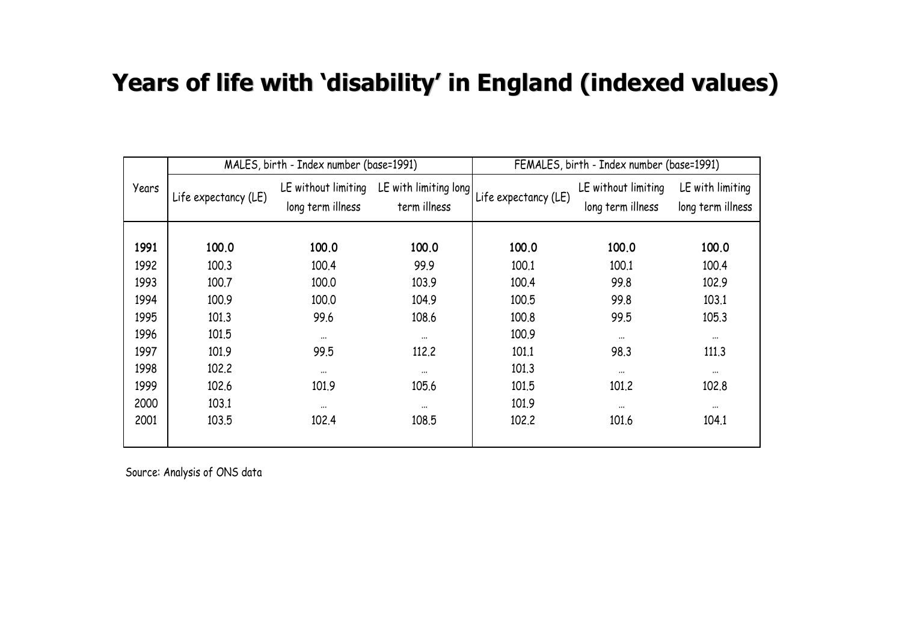# Years of life with 'disability' in England (indexed values)

| Years | MALES, birth - Index number (base=1991) | | | FEMALES, birth - Index number (base=1991) | | |
|---|---|---|---|---|---|---|
| | Life expectancy (LE) | LE without limiting long term illness | LE with limiting long term illness | Life expectancy (LE) | LE without limiting long term illness | LE with limiting long term illness |
| **1991** | **100.0** | **100.0** | **100.0** | **100.0** | **100.0** | **100.0** |
| 1992 | 100.3 | 100.4 | 99.9 | 100.1 | 100.1 | 100.4 |
| 1993 | 100.7 | 100.0 | 103.9 | 100.4 | 99.8 | 102.9 |
| 1994 | 100.9 | 100.0 | 104.9 | 100.5 | 99.8 | 103.1 |
| 1995 | 101.3 | 99.6 | 108.6 | 100.8 | 99.5 | 105.3 |
| 1996 | 101.5 | ... | ... | 100.9 | ... | ... |
| 1997 | 101.9 | 99.5 | 112.2 | 101.1 | 98.3 | 111.3 |
| 1998 | 102.2 | ... | ... | 101.3 | ... | ... |
| 1999 | 102.6 | 101.9 | 105.6 | 101.5 | 101.2 | 102.8 |
| 2000 | 103.1 | ... | ... | 101.9 | ... | ... |
| 2001 | 103.5 | 102.4 | 108.5 | 102.2 | 101.6 | 104.1 |

Source: Analysis of ONS data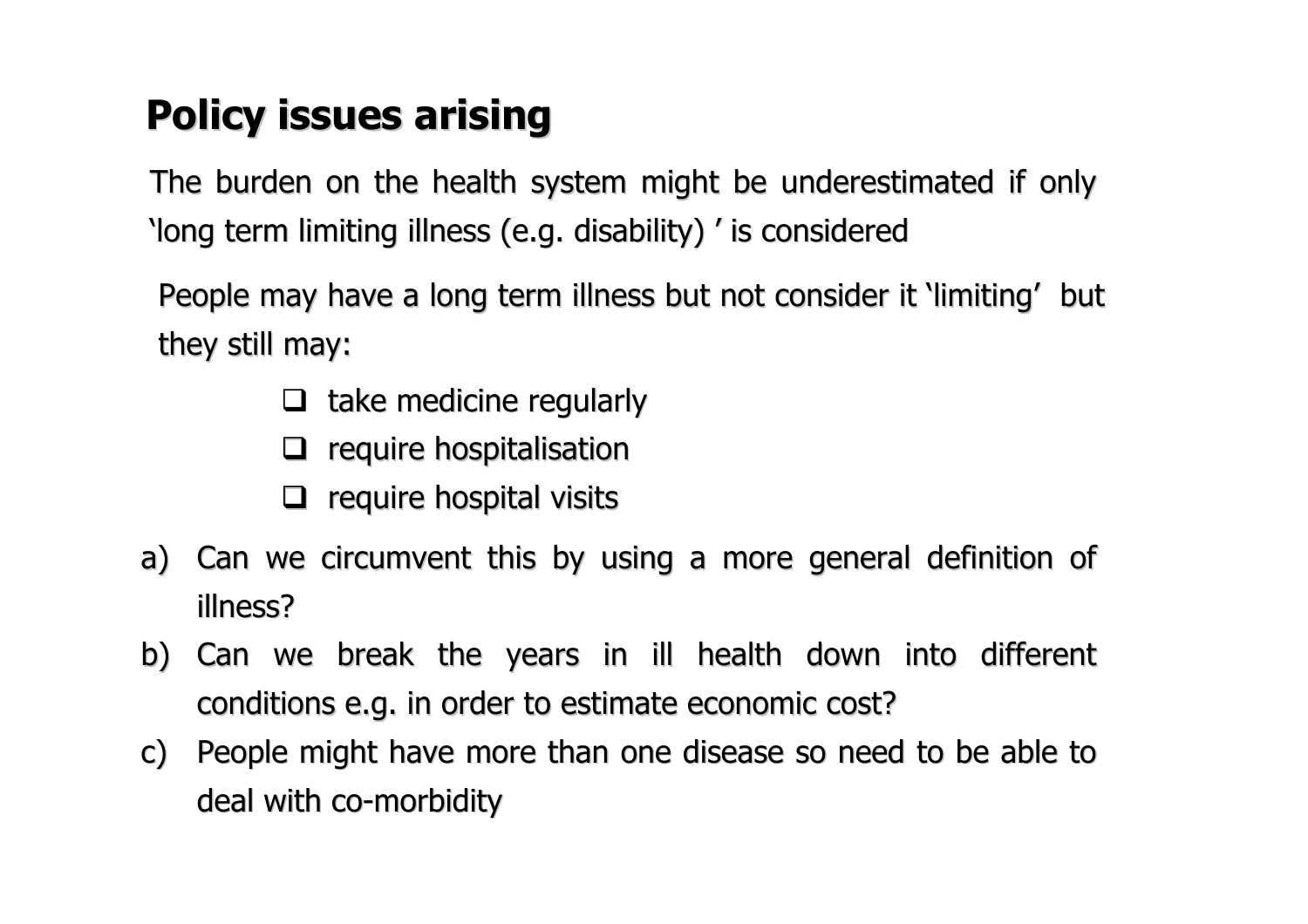# Policy issues arising

The burden on the health system might be underestimated if only 'long term limiting illness (e.g. disability) ' is considered

People may have a long term illness but not consider it 'limiting' but they still may:

- take medicine regularly
- require hospitalisation
- require hospital visits

a) Can we circumvent this by using a more general definition of illness?
b) Can we break the years in ill health down into different conditions e.g. in order to estimate economic cost?
c) People might have more than one disease so need to be able to deal with co-morbidity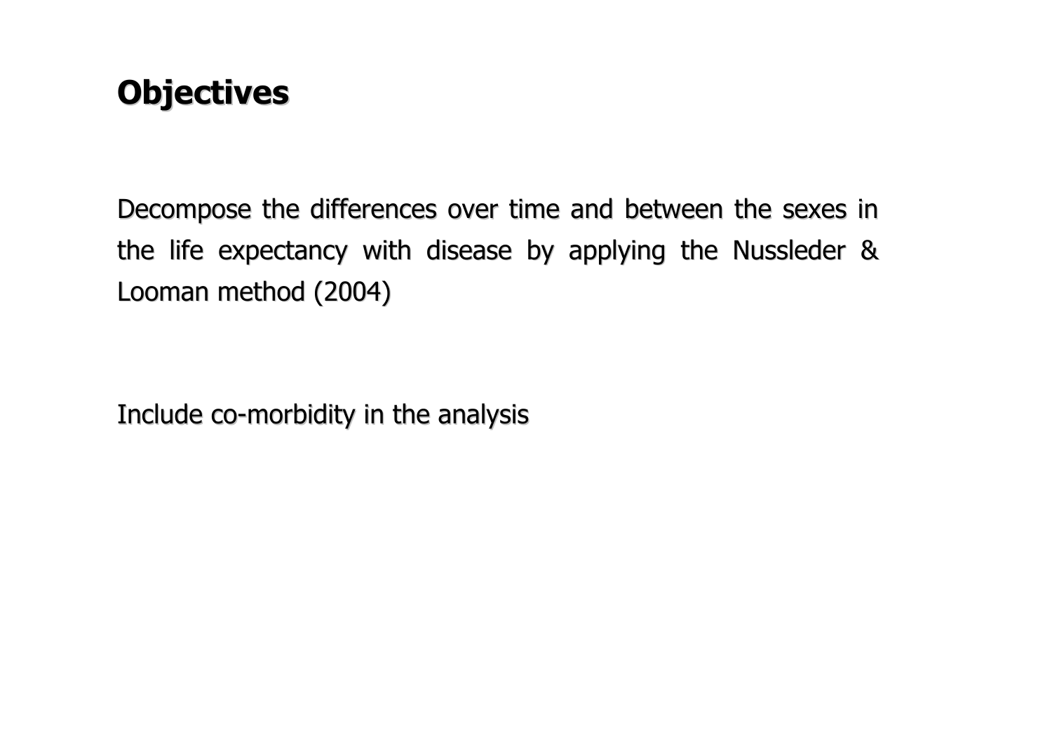# Objectives

Decompose the differences over time and between the sexes in the life expectancy with disease by applying the Nussleder & Looman method (2004)

Include co-morbidity in the analysis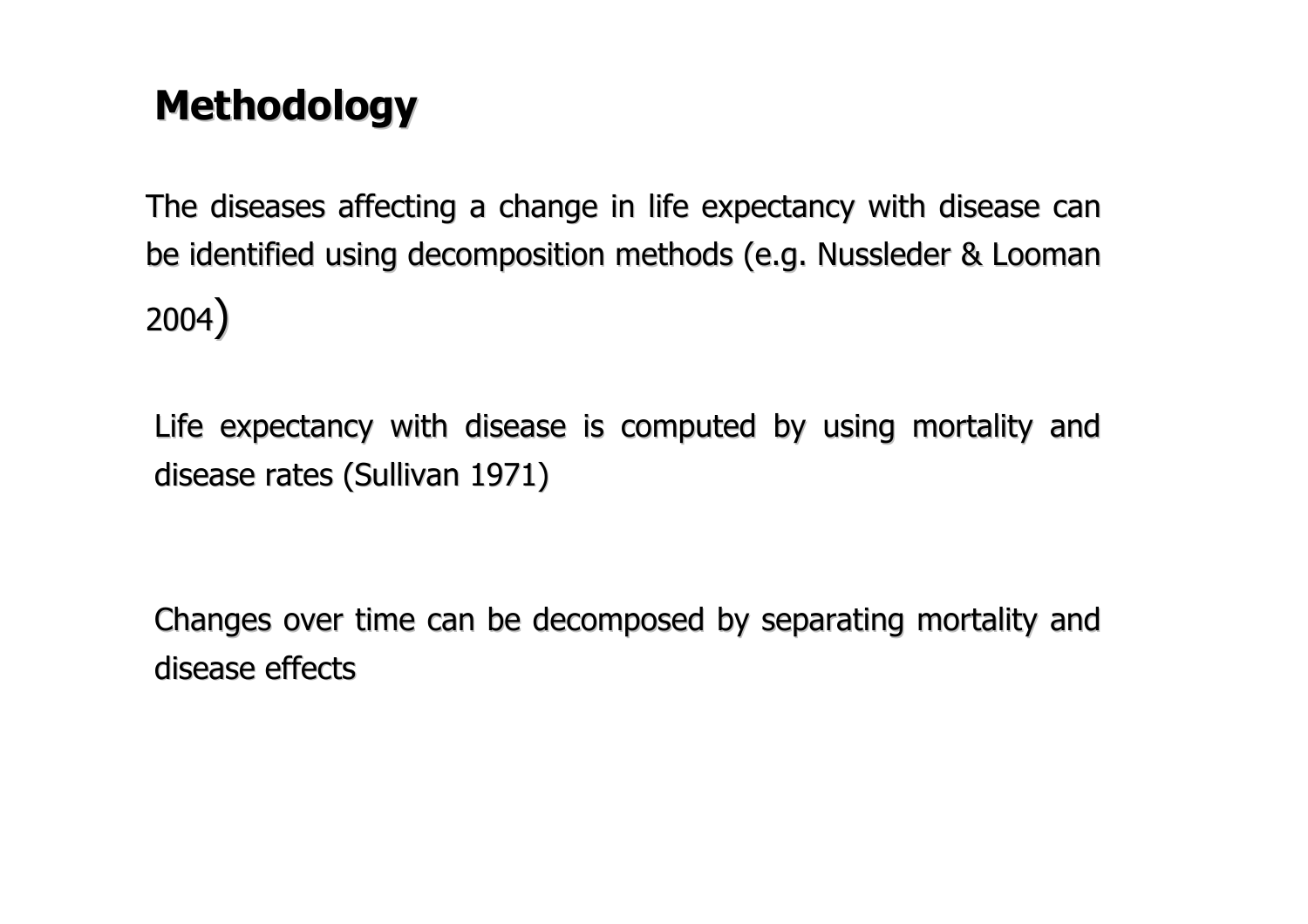## Methodology

The diseases affecting a change in life expectancy with disease can be identified using decomposition methods (e.g. Nussleder & Looman 2004)

Life expectancy with disease is computed by using mortality and disease rates (Sullivan 1971)

Changes over time can be decomposed by separating mortality and disease effects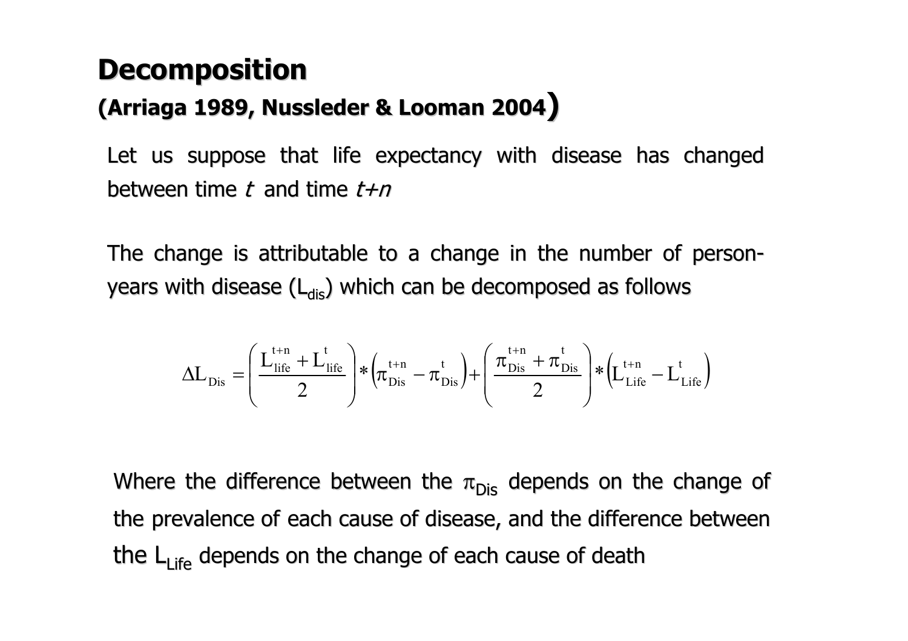# Decomposition

### (Arriaga 1989, Nussleder & Looman 2004)

Let us suppose that life expectancy with disease has changed between time *t* and time *t+n*

The change is attributable to a change in the number of person-years with disease ($L_{dis}$) which can be decomposed as follows

$$\Delta L_{Dis} = \left( \frac{L_{life}^{t+n} + L_{life}^{t}}{2} \right) * \left( \pi_{Dis}^{t+n} - \pi_{Dis}^{t} \right) + \left( \frac{\pi_{Dis}^{t+n} + \pi_{Dis}^{t}}{2} \right) * \left( L_{Life}^{t+n} - L_{Life}^{t} \right)$$

Where the difference between the $\pi_{Dis}$ depends on the change of the prevalence of each cause of disease, and the difference between the $L_{Life}$ depends on the change of each cause of death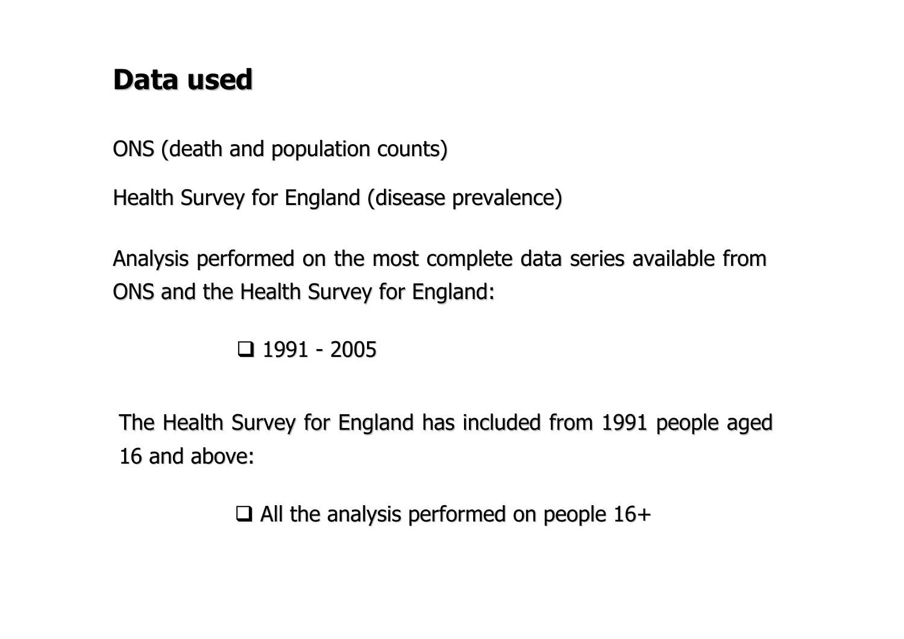# Data used

ONS (death and population counts)

Health Survey for England (disease prevalence)

Analysis performed on the most complete data series available from ONS and the Health Survey for England:

- ❑ 1991 - 2005

The Health Survey for England has included from 1991 people aged 16 and above:

- ❑ All the analysis performed on people 16+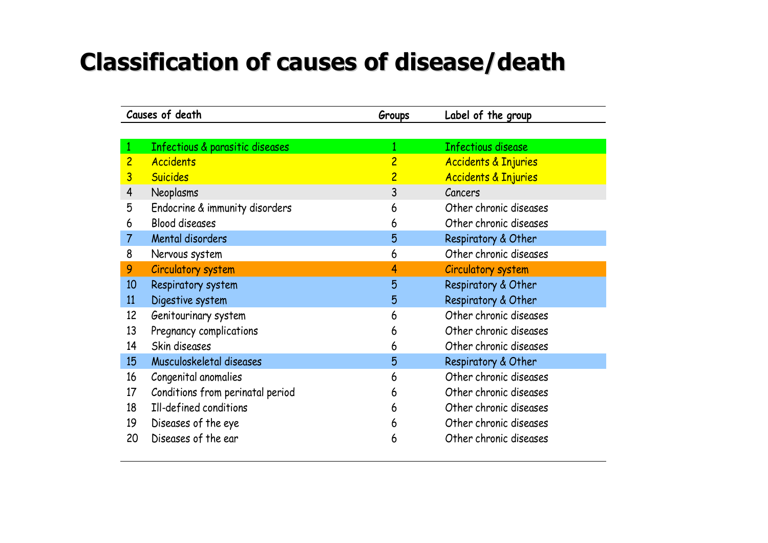# Classification of causes of disease/death

| | Causes of death | Groups | Label of the group |
|---|---|---|---|
| 1 | Infectious & parasitic diseases | 1 | Infectious disease |
| 2 | Accidents | 2 | Accidents & Injuries |
| 3 | Suicides | 2 | Accidents & Injuries |
| 4 | Neoplasms | 3 | Cancers |
| 5 | Endocrine & immunity disorders | 6 | Other chronic diseases |
| 6 | Blood diseases | 6 | Other chronic diseases |
| 7 | Mental disorders | 5 | Respiratory & Other |
| 8 | Nervous system | 6 | Other chronic diseases |
| 9 | Circulatory system | 4 | Circulatory system |
| 10 | Respiratory system | 5 | Respiratory & Other |
| 11 | Digestive system | 5 | Respiratory & Other |
| 12 | Genitourinary system | 6 | Other chronic diseases |
| 13 | Pregnancy complications | 6 | Other chronic diseases |
| 14 | Skin diseases | 6 | Other chronic diseases |
| 15 | Musculoskeletal diseases | 5 | Respiratory & Other |
| 16 | Congenital anomalies | 6 | Other chronic diseases |
| 17 | Conditions from perinatal period | 6 | Other chronic diseases |
| 18 | Ill-defined conditions | 6 | Other chronic diseases |
| 19 | Diseases of the eye | 6 | Other chronic diseases |
| 20 | Diseases of the ear | 6 | Other chronic diseases |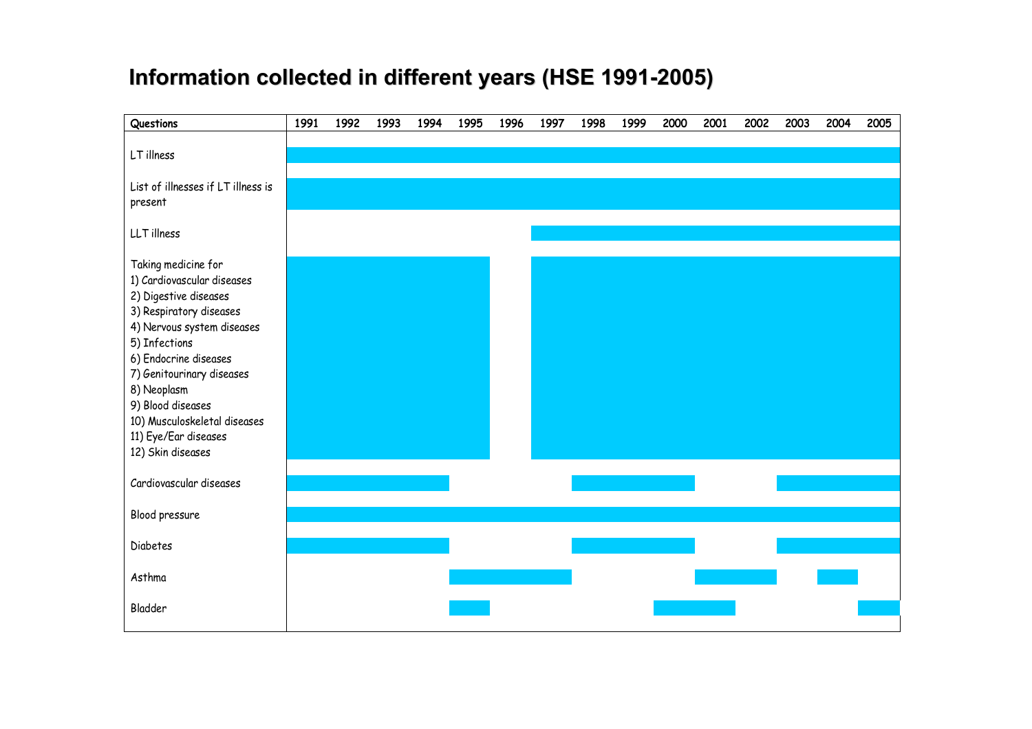# Information collected in different years (HSE 1991-2005)

| Questions | 1991 | 1992 | 1993 | 1994 | 1995 | 1996 | 1997 | 1998 | 1999 | 2000 | 2001 | 2002 | 2003 | 2004 | 2005 |
|---|---|---|---|---|---|---|---|---|---|---|---|---|---|---|---|
| LT illness | ✓ | ✓ | ✓ | ✓ | ✓ | ✓ | ✓ | ✓ | ✓ | ✓ | ✓ | ✓ | ✓ | ✓ | ✓ |
| List of illnesses if LT illness is present | ✓ | ✓ | ✓ | ✓ | ✓ | ✓ | ✓ | ✓ | ✓ | ✓ | ✓ | ✓ | ✓ | ✓ | ✓ |
| LLT illness | | | | | | | ✓ | ✓ | ✓ | ✓ | ✓ | ✓ | ✓ | ✓ | ✓ |
| Taking medicine for<br>1) Cardiovascular diseases<br>2) Digestive diseases<br>3) Respiratory diseases<br>4) Nervous system diseases<br>5) Infections<br>6) Endocrine diseases<br>7) Genitourinary diseases<br>8) Neoplasm<br>9) Blood diseases<br>10) Musculoskeletal diseases<br>11) Eye/Ear diseases<br>12) Skin diseases | ✓ | ✓ | ✓ | ✓ | ✓ | | ✓ | ✓ | ✓ | ✓ | ✓ | ✓ | ✓ | ✓ | ✓ |
| Cardiovascular diseases | ✓ | ✓ | ✓ | ✓ | | | | ✓ | ✓ | ✓ | | | ✓ | ✓ | ✓ |
| Blood pressure | ✓ | ✓ | ✓ | ✓ | ✓ | ✓ | ✓ | ✓ | ✓ | ✓ | ✓ | ✓ | ✓ | ✓ | ✓ |
| Diabetes | ✓ | ✓ | ✓ | ✓ | | | | ✓ | ✓ | ✓ | | | ✓ | ✓ | ✓ |
| Asthma | | | | | ✓ | ✓ | ✓ | | | | ✓ | ✓ | | ✓ | |
| Bladder | | | | | ✓ | | | | | ✓ | ✓ | | | | ✓ |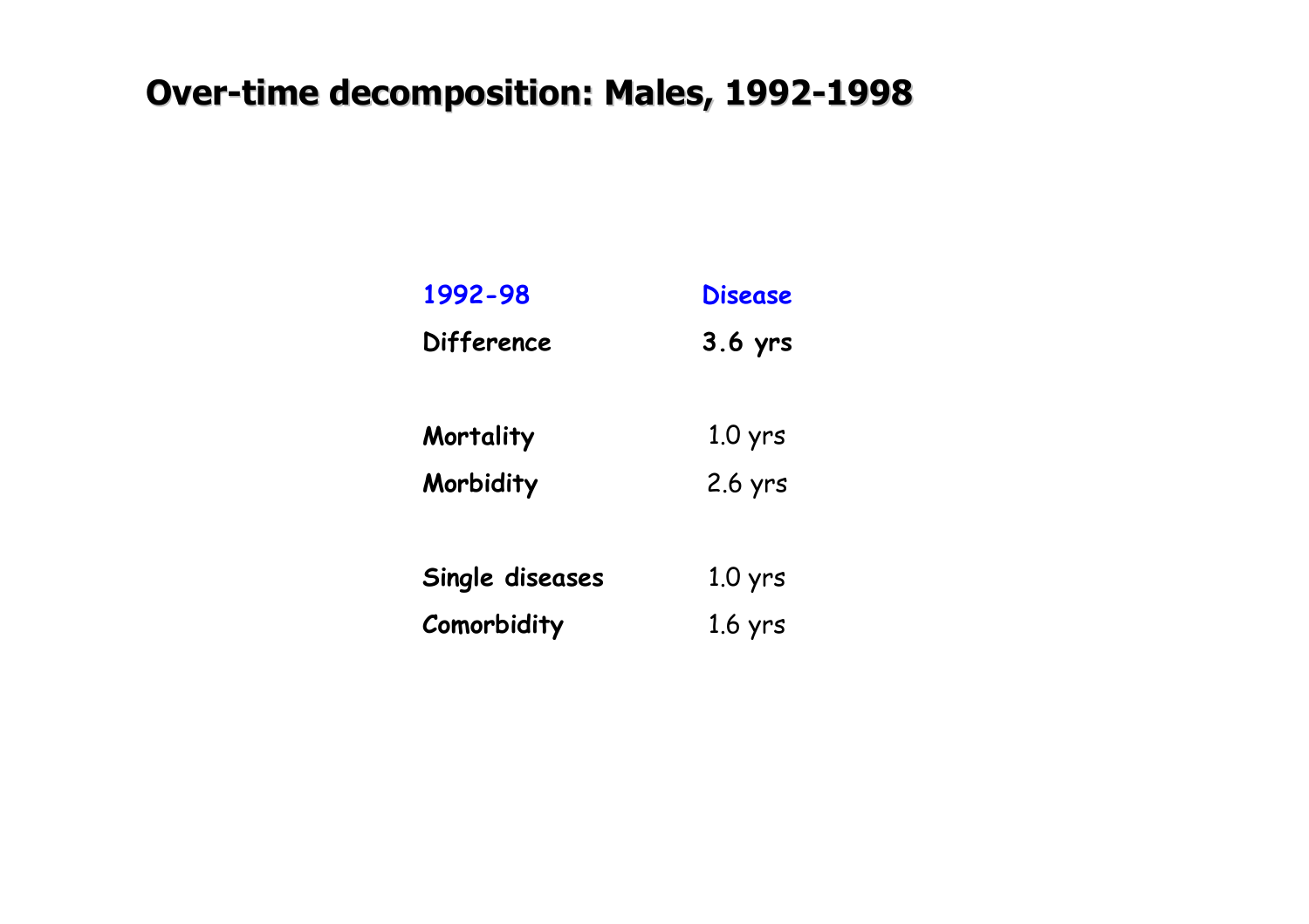# Over-time decomposition: Males, 1992-1998

| 1992-98 | Disease |
|---|---|
| **Difference** | **3.6 yrs** |
| | |
| **Mortality** | 1.0 yrs |
| **Morbidity** | 2.6 yrs |
| | |
| **Single diseases** | 1.0 yrs |
| **Comorbidity** | 1.6 yrs |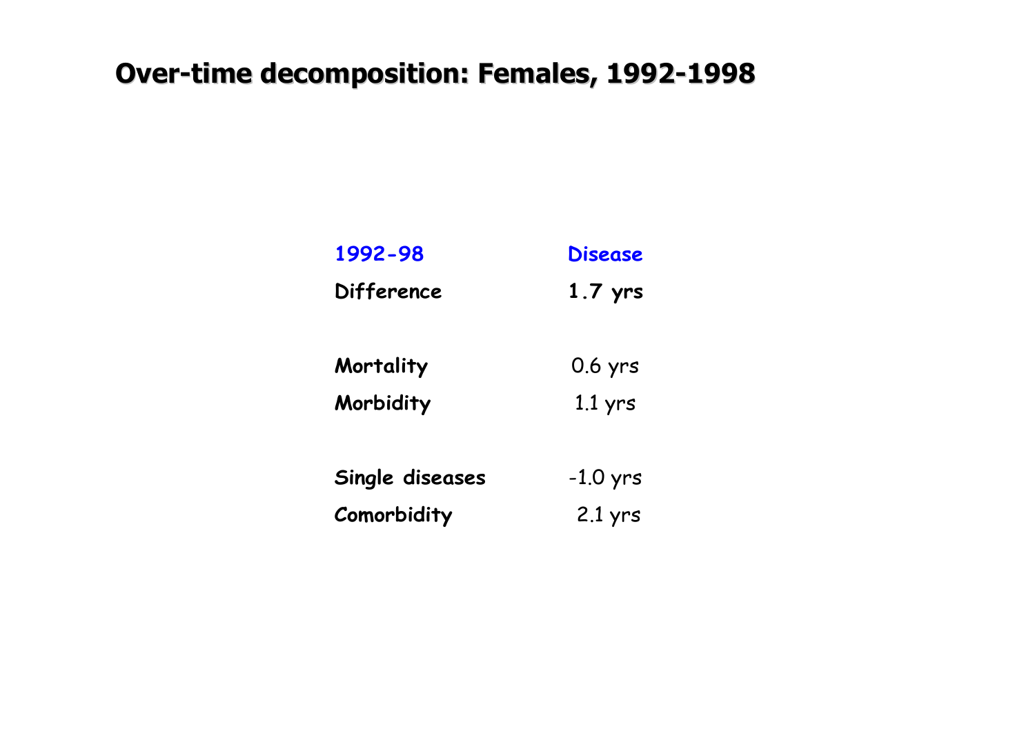# Over-time decomposition: Females, 1992-1998

| 1992-98 | Disease |
|---|---|
| **Difference** | **1.7 yrs** |
| | |
| **Mortality** | 0.6 yrs |
| **Morbidity** | 1.1 yrs |
| | |
| **Single diseases** | -1.0 yrs |
| **Comorbidity** | 2.1 yrs |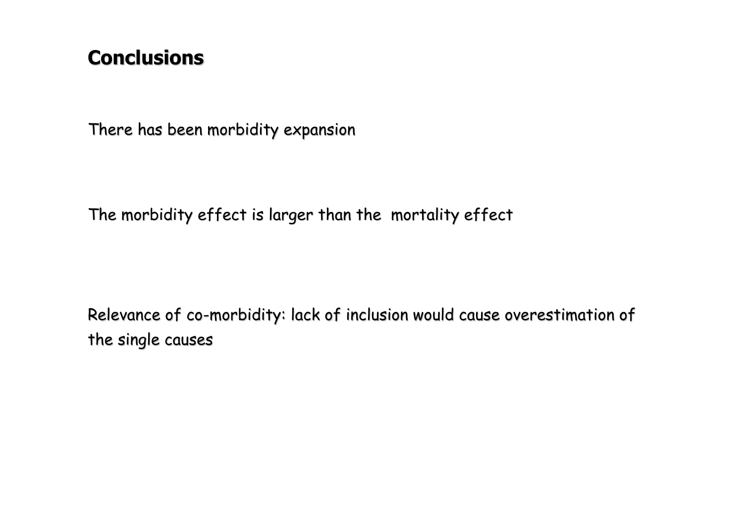# Conclusions

There has been morbidity expansion

The morbidity effect is larger than the mortality effect

Relevance of co-morbidity: lack of inclusion would cause overestimation of the single causes